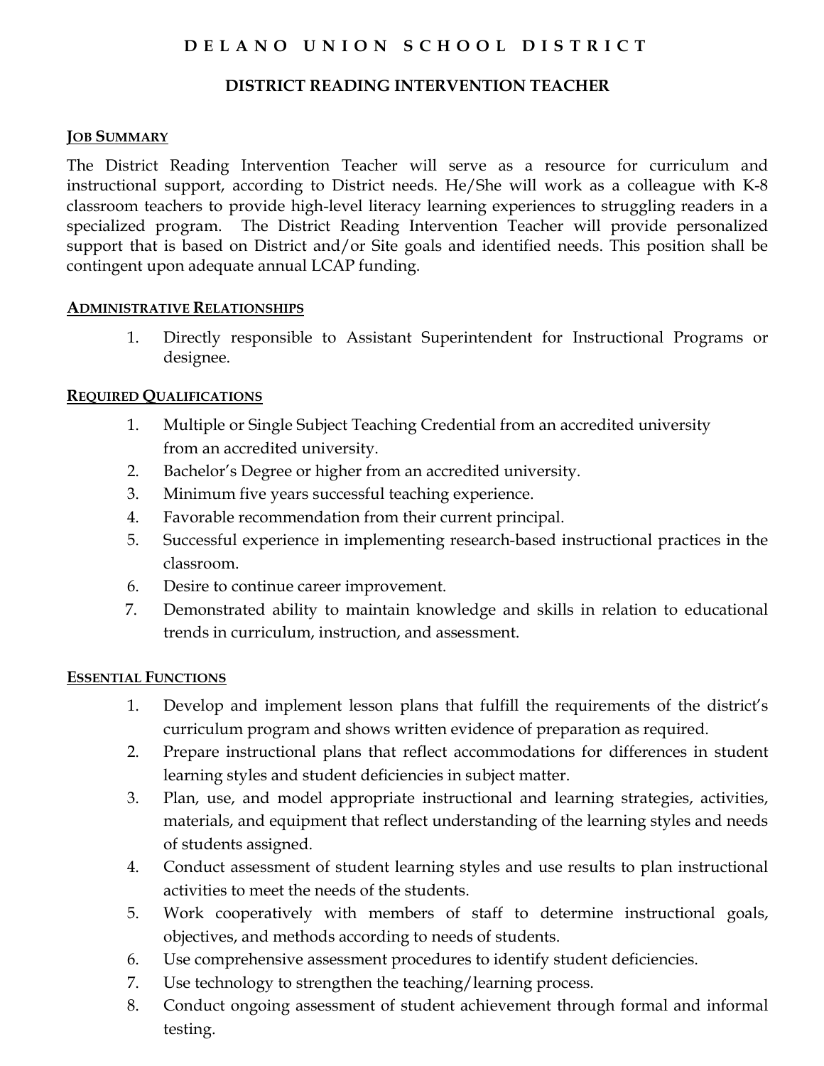# DELANO UNION SCHOOL DISTRICT

## DISTRICT READING INTERVENTION TEACHER

### JOB SUMMARY

The District Reading Intervention Teacher will serve as a resource for curriculum and instructional support, according to District needs. He/She will work as a colleague with K-8 classroom teachers to provide high-level literacy learning experiences to struggling readers in a specialized program. The District Reading Intervention Teacher will provide personalized support that is based on District and/or Site goals and identified needs. This position shall be contingent upon adequate annual LCAP funding.

### ADMINISTRATIVE RELATIONSHIPS

1. Directly responsible to Assistant Superintendent for Instructional Programs or designee.

### REQUIRED QUALIFICATIONS

1. Multiple or Single Subject Teaching Credential from an accredited university from an accredited university.
2. Bachelor's Degree or higher from an accredited university.
3. Minimum five years successful teaching experience.
4. Favorable recommendation from their current principal.
5. Successful experience in implementing research-based instructional practices in the classroom.
6. Desire to continue career improvement.
7. Demonstrated ability to maintain knowledge and skills in relation to educational trends in curriculum, instruction, and assessment.

### ESSENTIAL FUNCTIONS

1. Develop and implement lesson plans that fulfill the requirements of the district's curriculum program and shows written evidence of preparation as required.
2. Prepare instructional plans that reflect accommodations for differences in student learning styles and student deficiencies in subject matter.
3. Plan, use, and model appropriate instructional and learning strategies, activities, materials, and equipment that reflect understanding of the learning styles and needs of students assigned.
4. Conduct assessment of student learning styles and use results to plan instructional activities to meet the needs of the students.
5. Work cooperatively with members of staff to determine instructional goals, objectives, and methods according to needs of students.
6. Use comprehensive assessment procedures to identify student deficiencies.
7. Use technology to strengthen the teaching/learning process.
8. Conduct ongoing assessment of student achievement through formal and informal testing.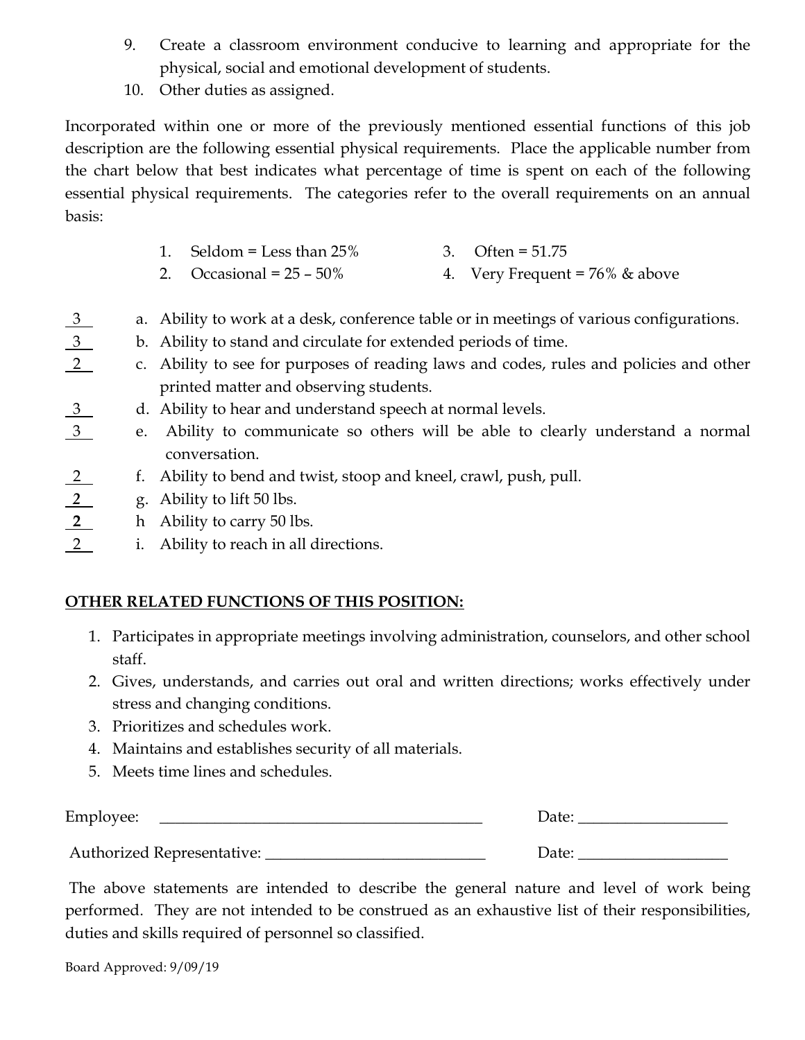9. Create a classroom environment conducive to learning and appropriate for the physical, social and emotional development of students.
10. Other duties as assigned.

Incorporated within one or more of the previously mentioned essential functions of this job description are the following essential physical requirements. Place the applicable number from the chart below that best indicates what percentage of time is spent on each of the following essential physical requirements. The categories refer to the overall requirements on an annual basis:

1. Seldom = Less than 25%
2. Occasional = 25 – 50%
3. Often = 51.75
4. Very Frequent = 76% & above

3 a. Ability to work at a desk, conference table or in meetings of various configurations.
3 b. Ability to stand and circulate for extended periods of time.
2 c. Ability to see for purposes of reading laws and codes, rules and policies and other printed matter and observing students.
3 d. Ability to hear and understand speech at normal levels.
3 e. Ability to communicate so others will be able to clearly understand a normal conversation.
2 f. Ability to bend and twist, stoop and kneel, crawl, push, pull.
**2** g. Ability to lift 50 lbs.
**2** h Ability to carry 50 lbs.
2 i. Ability to reach in all directions.

**<u>OTHER RELATED FUNCTIONS OF THIS POSITION:</u>**

1. Participates in appropriate meetings involving administration, counselors, and other school staff.
2. Gives, understands, and carries out oral and written directions; works effectively under stress and changing conditions.
3. Prioritizes and schedules work.
4. Maintains and establishes security of all materials.
5. Meets time lines and schedules.

Employee: ______________________________ Date: ______________

Authorized Representative: ______________________________ Date: ______________

The above statements are intended to describe the general nature and level of work being performed. They are not intended to be construed as an exhaustive list of their responsibilities, duties and skills required of personnel so classified.

Board Approved: 9/09/19